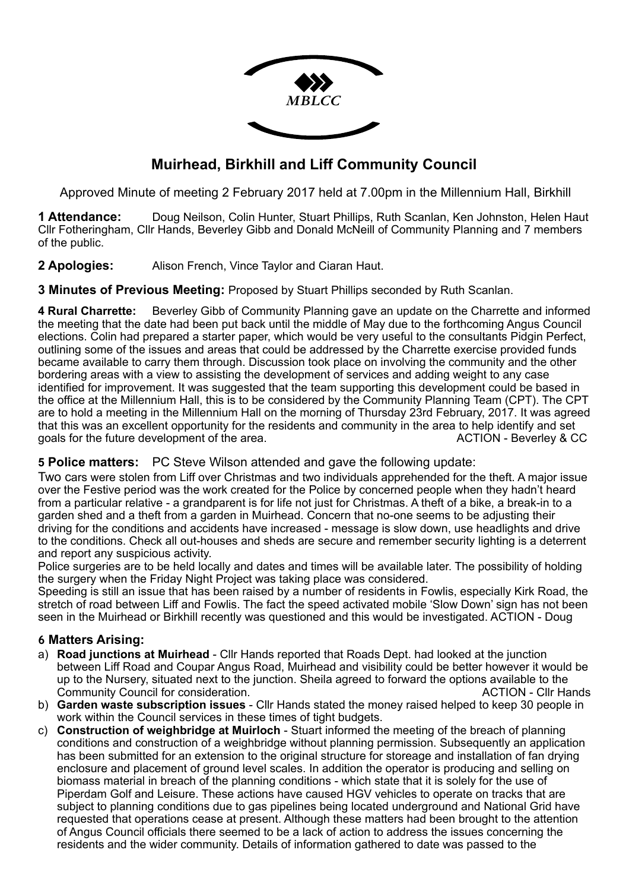MBLCC

# Muirhead, Birkhill and Liff Community Council

Approved Minute of meeting 2 February 2017 held at 7.00pm in the Millennium Hall, Birkhill

**1 Attendance:** Doug Neilson, Colin Hunter, Stuart Phillips, Ruth Scanlan, Ken Johnston, Helen Haut Cllr Fotheringham, Cllr Hands, Beverley Gibb and Donald McNeill of Community Planning and 7 members of the public.

**2 Apologies:** Alison French, Vince Taylor and Ciaran Haut.

**3 Minutes of Previous Meeting:** Proposed by Stuart Phillips seconded by Ruth Scanlan.

**4 Rural Charrette:** Beverley Gibb of Community Planning gave an update on the Charrette and informed the meeting that the date had been put back until the middle of May due to the forthcoming Angus Council elections. Colin had prepared a starter paper, which would be very useful to the consultants Pidgin Perfect, outlining some of the issues and areas that could be addressed by the Charrette exercise provided funds became available to carry them through. Discussion took place on involving the community and the other bordering areas with a view to assisting the development of services and adding weight to any case identified for improvement. It was suggested that the team supporting this development could be based in the office at the Millennium Hall, this is to be considered by the Community Planning Team (CPT). The CPT are to hold a meeting in the Millennium Hall on the morning of Thursday 23rd February, 2017. It was agreed that this was an excellent opportunity for the residents and community in the area to help identify and set goals for the future development of the area. ACTION - Beverley & CC

**5 Police matters:** PC Steve Wilson attended and gave the following update:

Two cars were stolen from Liff over Christmas and two individuals apprehended for the theft. A major issue over the Festive period was the work created for the Police by concerned people when they hadn't heard from a particular relative - a grandparent is for life not just for Christmas. A theft of a bike, a break-in to a garden shed and a theft from a garden in Muirhead. Concern that no-one seems to be adjusting their driving for the conditions and accidents have increased - message is slow down, use headlights and drive to the conditions. Check all out-houses and sheds are secure and remember security lighting is a deterrent and report any suspicious activity.

Police surgeries are to be held locally and dates and times will be available later. The possibility of holding the surgery when the Friday Night Project was taking place was considered.

Speeding is still an issue that has been raised by a number of residents in Fowlis, especially Kirk Road, the stretch of road between Liff and Fowlis. The fact the speed activated mobile 'Slow Down' sign has not been seen in the Muirhead or Birkhill recently was questioned and this would be investigated. ACTION - Doug

**6 Matters Arising:**

a) **Road junctions at Muirhead** - Cllr Hands reported that Roads Dept. had looked at the junction between Liff Road and Coupar Angus Road, Muirhead and visibility could be better however it would be up to the Nursery, situated next to the junction. Sheila agreed to forward the options available to the Community Council for consideration. ACTION - Cllr Hands

b) **Garden waste subscription issues** - Cllr Hands stated the money raised helped to keep 30 people in work within the Council services in these times of tight budgets.

c) **Construction of weighbridge at Muirloch** - Stuart informed the meeting of the breach of planning conditions and construction of a weighbridge without planning permission. Subsequently an application has been submitted for an extension to the original structure for storeage and installation of fan drying enclosure and placement of ground level scales. In addition the operator is producing and selling on biomass material in breach of the planning conditions - which state that it is solely for the use of Piperdam Golf and Leisure. These actions have caused HGV vehicles to operate on tracks that are subject to planning conditions due to gas pipelines being located underground and National Grid have requested that operations cease at present. Although these matters had been brought to the attention of Angus Council officials there seemed to be a lack of action to address the issues concerning the residents and the wider community. Details of information gathered to date was passed to the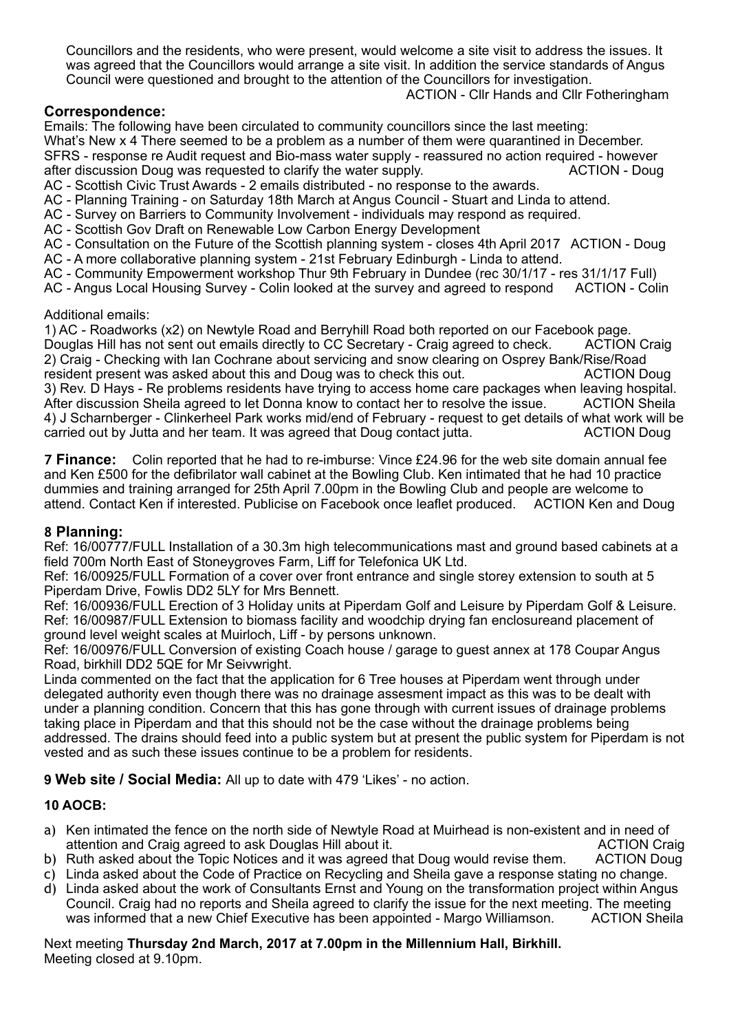Councillors and the residents, who were present, would welcome a site visit to address the issues. It was agreed that the Councillors would arrange a site visit. In addition the service standards of Angus Council were questioned and brought to the attention of the Councillors for investigation.
ACTION - Cllr Hands and Cllr Fotheringham

### Correspondence:

Emails: The following have been circulated to community councillors since the last meeting:
What's New x 4 There seemed to be a problem as a number of them were quarantined in December.
SFRS - response re Audit request and Bio-mass water supply - reassured no action required - however after discussion Doug was requested to clarify the water supply. ACTION - Doug
AC - Scottish Civic Trust Awards - 2 emails distributed - no response to the awards.
AC - Planning Training - on Saturday 18th March at Angus Council - Stuart and Linda to attend.
AC - Survey on Barriers to Community Involvement - individuals may respond as required.
AC - Scottish Gov Draft on Renewable Low Carbon Energy Development
AC - Consultation on the Future of the Scottish planning system - closes 4th April 2017 ACTION - Doug
AC - A more collaborative planning system - 21st February Edinburgh - Linda to attend.
AC - Community Empowerment workshop Thur 9th February in Dundee (rec 30/1/17 - res 31/1/17 Full)
AC - Angus Local Housing Survey - Colin looked at the survey and agreed to respond ACTION - Colin

Additional emails:
1) AC - Roadworks (x2) on Newtyle Road and Berryhill Road both reported on our Facebook page. Douglas Hill has not sent out emails directly to CC Secretary - Craig agreed to check. ACTION Craig
2) Craig - Checking with Ian Cochrane about servicing and snow clearing on Osprey Bank/Rise/Road resident present was asked about this and Doug was to check this out. ACTION Doug
3) Rev. D Hays - Re problems residents have trying to access home care packages when leaving hospital. After discussion Sheila agreed to let Donna know to contact her to resolve the issue. ACTION Sheila
4) J Scharnberger - Clinkerheel Park works mid/end of February - request to get details of what work will be carried out by Jutta and her team. It was agreed that Doug contact jutta. ACTION Doug

**7 Finance:** Colin reported that he had to re-imburse: Vince £24.96 for the web site domain annual fee and Ken £500 for the defibrilator wall cabinet at the Bowling Club. Ken intimated that he had 10 practice dummies and training arranged for 25th April 7.00pm in the Bowling Club and people are welcome to attend. Contact Ken if interested. Publicise on Facebook once leaflet produced. ACTION Ken and Doug

### 8 Planning:

Ref: 16/00777/FULL Installation of a 30.3m high telecommunications mast and ground based cabinets at a field 700m North East of Stoneygroves Farm, Liff for Telefonica UK Ltd.
Ref: 16/00925/FULL Formation of a cover over front entrance and single storey extension to south at 5 Piperdam Drive, Fowlis DD2 5LY for Mrs Bennett.
Ref: 16/00936/FULL Erection of 3 Holiday units at Piperdam Golf and Leisure by Piperdam Golf & Leisure.
Ref: 16/00987/FULL Extension to biomass facility and woodchip drying fan enclosureand placement of ground level weight scales at Muirloch, Liff - by persons unknown.
Ref: 16/00976/FULL Conversion of existing Coach house / garage to guest annex at 178 Coupar Angus Road, birkhill DD2 5QE for Mr Seivwright.
Linda commented on the fact that the application for 6 Tree houses at Piperdam went through under delegated authority even though there was no drainage assesment impact as this was to be dealt with under a planning condition. Concern that this has gone through with current issues of drainage problems taking place in Piperdam and that this should not be the case without the drainage problems being addressed. The drains should feed into a public system but at present the public system for Piperdam is not vested and as such these issues continue to be a problem for residents.

**9 Web site / Social Media:** All up to date with 479 'Likes' - no action.

### 10 AOCB:

a) Ken intimated the fence on the north side of Newtyle Road at Muirhead is non-existent and in need of attention and Craig agreed to ask Douglas Hill about it. ACTION Craig
b) Ruth asked about the Topic Notices and it was agreed that Doug would revise them. ACTION Doug
c) Linda asked about the Code of Practice on Recycling and Sheila gave a response stating no change.
d) Linda asked about the work of Consultants Ernst and Young on the transformation project within Angus Council. Craig had no reports and Sheila agreed to clarify the issue for the next meeting. The meeting was informed that a new Chief Executive has been appointed - Margo Williamson. ACTION Sheila

Next meeting **Thursday 2nd March, 2017 at 7.00pm in the Millennium Hall, Birkhill.**
Meeting closed at 9.10pm.